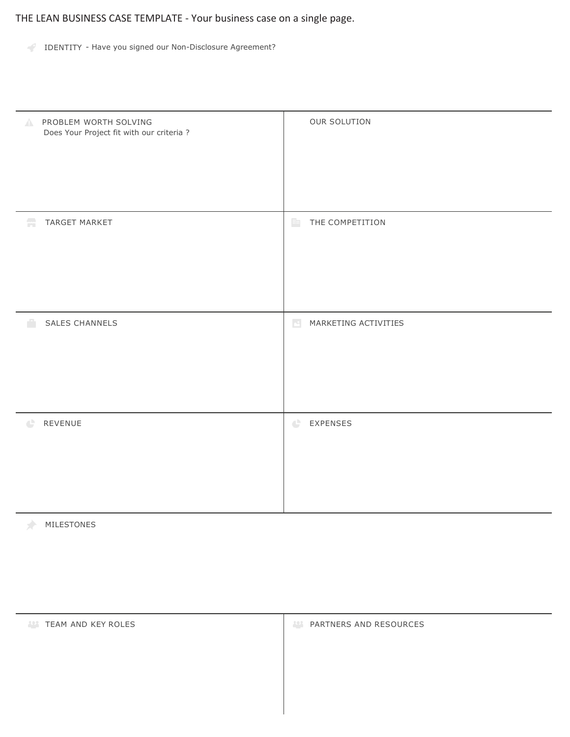# THE LEAN BUSINESS CASE TEMPLATE - Your business case on a single page.

## IDENTITY - Have you signed our Non-Disclosure Agreement?

## PROBLEM WORTH SOLVING

Does Your Project fit with our criteria ?

## OUR SOLUTION

## TARGET MARKET

## THE COMPETITION

## SALES CHANNELS

## MARKETING ACTIVITIES

## REVENUE

## EXPENSES

## MILESTONES

## TEAM AND KEY ROLES

## PARTNERS AND RESOURCES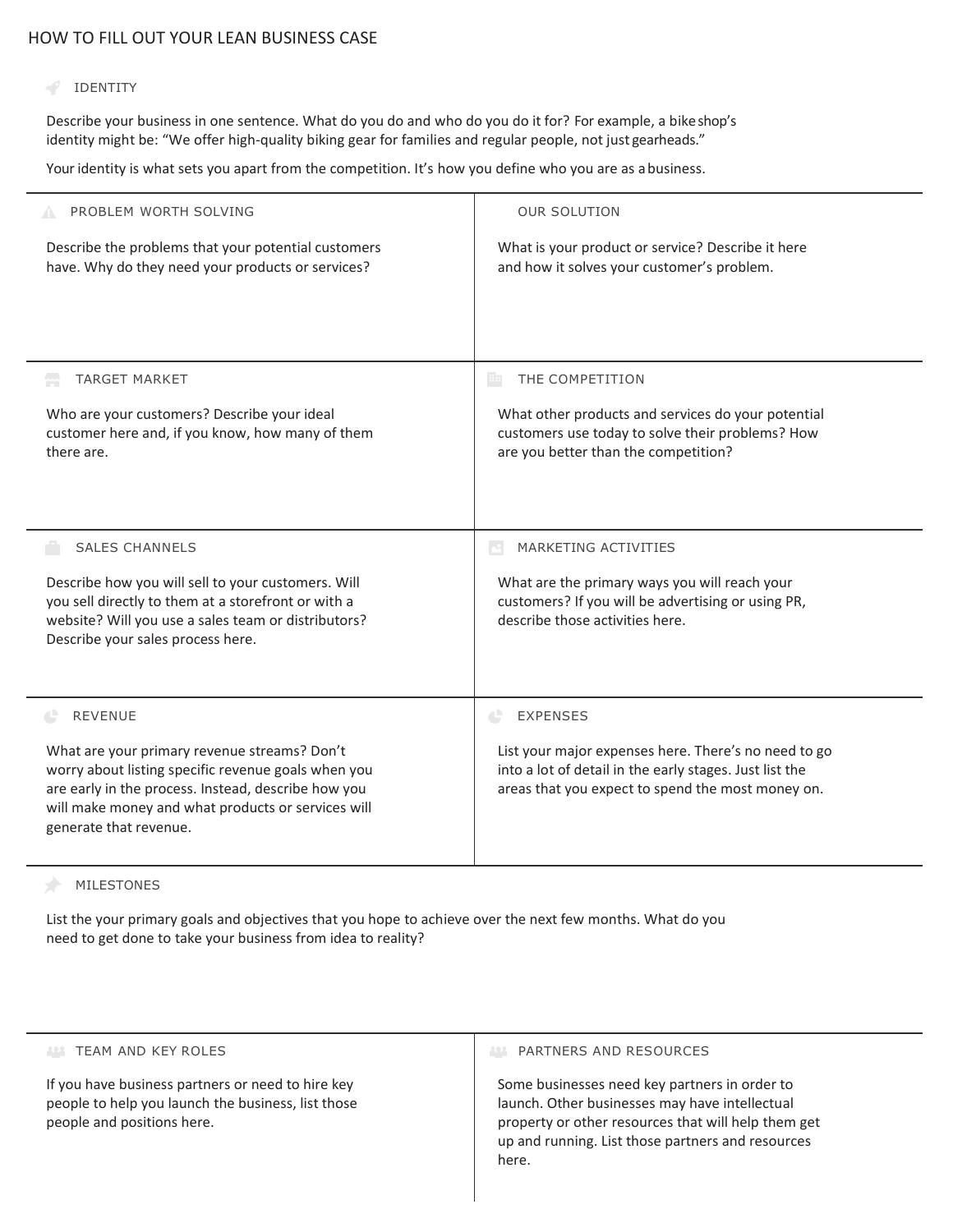# HOW TO FILL OUT YOUR LEAN BUSINESS CASE

## IDENTITY

Describe your business in one sentence. What do you do and who do you do it for? For example, a bike shop's identity might be: "We offer high-quality biking gear for families and regular people, not just gearheads."

Your identity is what sets you apart from the competition. It's how you define who you are as a business.

## PROBLEM WORTH SOLVING

Describe the problems that your potential customers have. Why do they need your products or services?

## OUR SOLUTION

What is your product or service? Describe it here and how it solves your customer's problem.

## TARGET MARKET

Who are your customers? Describe your ideal customer here and, if you know, how many of them there are.

## THE COMPETITION

What other products and services do your potential customers use today to solve their problems? How are you better than the competition?

## SALES CHANNELS

Describe how you will sell to your customers. Will you sell directly to them at a storefront or with a website? Will you use a sales team or distributors? Describe your sales process here.

## MARKETING ACTIVITIES

What are the primary ways you will reach your customers? If you will be advertising or using PR, describe those activities here.

## REVENUE

What are your primary revenue streams? Don't worry about listing specific revenue goals when you are early in the process. Instead, describe how you will make money and what products or services will generate that revenue.

## EXPENSES

List your major expenses here. There's no need to go into a lot of detail in the early stages. Just list the areas that you expect to spend the most money on.

## MILESTONES

List the your primary goals and objectives that you hope to achieve over the next few months. What do you need to get done to take your business from idea to reality?

## TEAM AND KEY ROLES

If you have business partners or need to hire key people to help you launch the business, list those people and positions here.

## PARTNERS AND RESOURCES

Some businesses need key partners in order to launch. Other businesses may have intellectual property or other resources that will help them get up and running. List those partners and resources here.